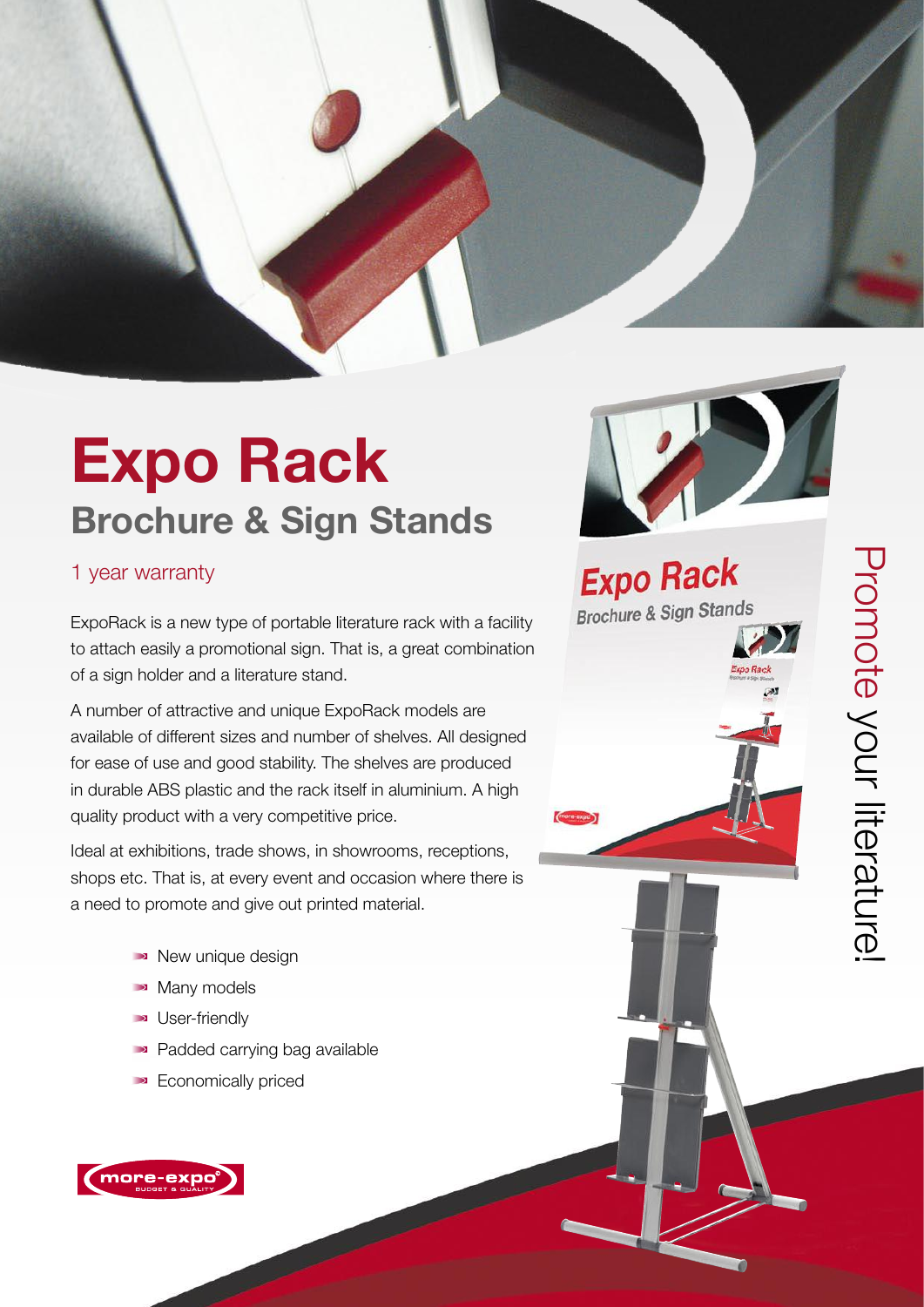# Expo Rack

## Brochure & Sign Stands

1 year warranty

ExpoRack is a new type of portable literature rack with a facility to attach easily a promotional sign. That is, a great combination of a sign holder and a literature stand.

A number of attractive and unique ExpoRack models are available of different sizes and number of shelves. All designed for ease of use and good stability. The shelves are produced in durable ABS plastic and the rack itself in aluminium. A high quality product with a very competitive price.

Ideal at exhibitions, trade shows, in showrooms, receptions, shops etc. That is, at every event and occasion where there is a need to promote and give out printed material.

- New unique design
- Many models
- User-friendly
- Padded carrying bag available
- Economically priced

Promote your literature!

more-expo
BUDGET & QUALITY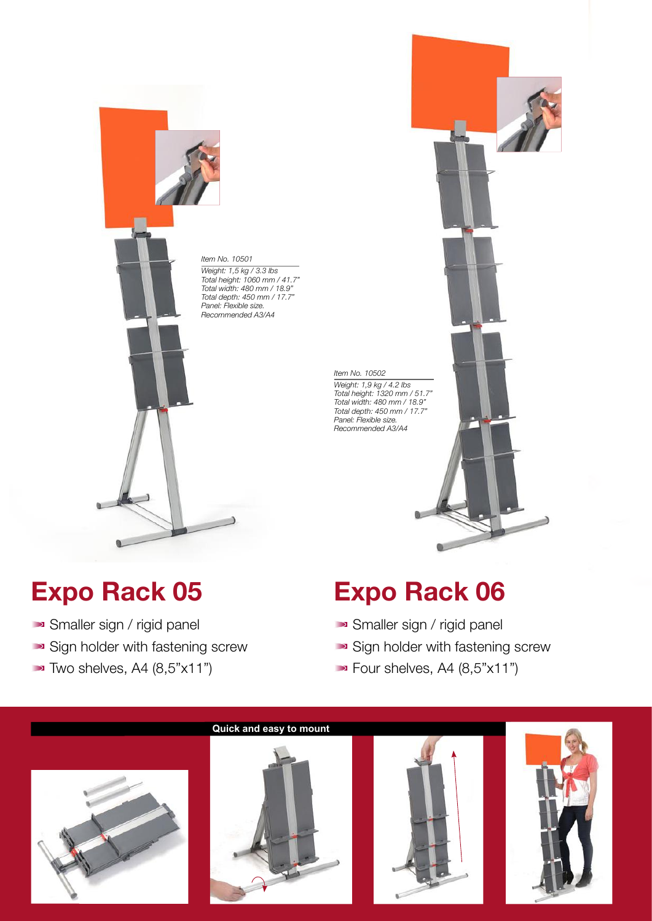*Item No. 10501*
*Weight: 1,5 kg / 3.3 lbs*
*Total height: 1060 mm / 41.7"*
*Total width: 480 mm / 18.9"*
*Total depth: 450 mm / 17.7"*
*Panel: Flexible size.*
*Recommended A3/A4*

*Item No. 10502*
*Weight: 1,9 kg / 4.2 lbs*
*Total height: 1320 mm / 51.7"*
*Total width: 480 mm / 18.9"*
*Total depth: 450 mm / 17.7"*
*Panel: Flexible size.*
*Recommended A3/A4*

## Expo Rack 05

- Smaller sign / rigid panel
- Sign holder with fastening screw
- Two shelves, A4 (8,5"x11")

## Expo Rack 06

- Smaller sign / rigid panel
- Sign holder with fastening screw
- Four shelves, A4 (8,5"x11")

**Quick and easy to mount**